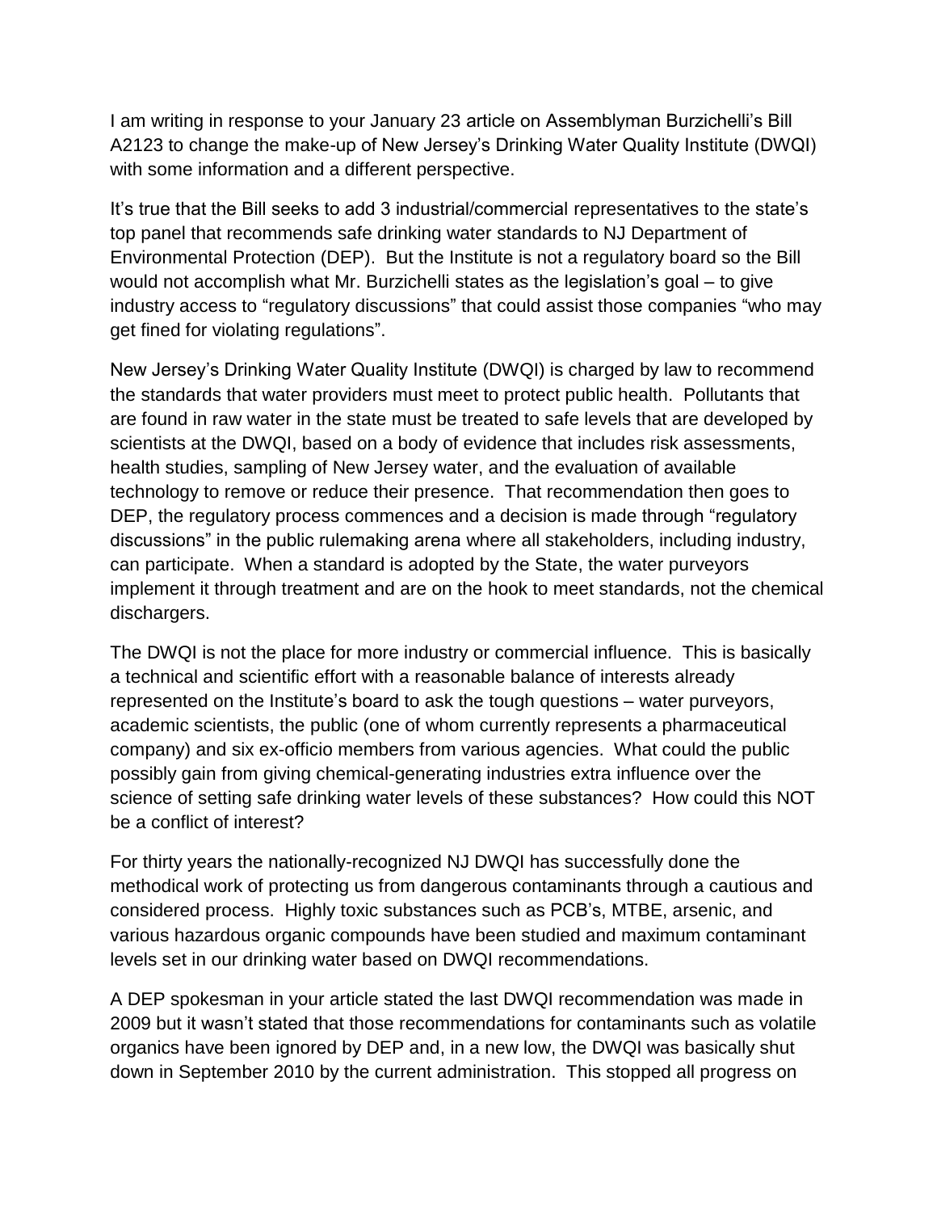I am writing in response to your January 23 article on Assemblyman Burzichelli's Bill A2123 to change the make-up of New Jersey's Drinking Water Quality Institute (DWQI) with some information and a different perspective.

It's true that the Bill seeks to add 3 industrial/commercial representatives to the state's top panel that recommends safe drinking water standards to NJ Department of Environmental Protection (DEP). But the Institute is not a regulatory board so the Bill would not accomplish what Mr. Burzichelli states as the legislation's goal – to give industry access to "regulatory discussions" that could assist those companies "who may get fined for violating regulations".

New Jersey's Drinking Water Quality Institute (DWQI) is charged by law to recommend the standards that water providers must meet to protect public health. Pollutants that are found in raw water in the state must be treated to safe levels that are developed by scientists at the DWQI, based on a body of evidence that includes risk assessments, health studies, sampling of New Jersey water, and the evaluation of available technology to remove or reduce their presence. That recommendation then goes to DEP, the regulatory process commences and a decision is made through "regulatory discussions" in the public rulemaking arena where all stakeholders, including industry, can participate. When a standard is adopted by the State, the water purveyors implement it through treatment and are on the hook to meet standards, not the chemical dischargers.

The DWQI is not the place for more industry or commercial influence. This is basically a technical and scientific effort with a reasonable balance of interests already represented on the Institute's board to ask the tough questions – water purveyors, academic scientists, the public (one of whom currently represents a pharmaceutical company) and six ex-officio members from various agencies. What could the public possibly gain from giving chemical-generating industries extra influence over the science of setting safe drinking water levels of these substances? How could this NOT be a conflict of interest?

For thirty years the nationally-recognized NJ DWQI has successfully done the methodical work of protecting us from dangerous contaminants through a cautious and considered process. Highly toxic substances such as PCB's, MTBE, arsenic, and various hazardous organic compounds have been studied and maximum contaminant levels set in our drinking water based on DWQI recommendations.

A DEP spokesman in your article stated the last DWQI recommendation was made in 2009 but it wasn't stated that those recommendations for contaminants such as volatile organics have been ignored by DEP and, in a new low, the DWQI was basically shut down in September 2010 by the current administration. This stopped all progress on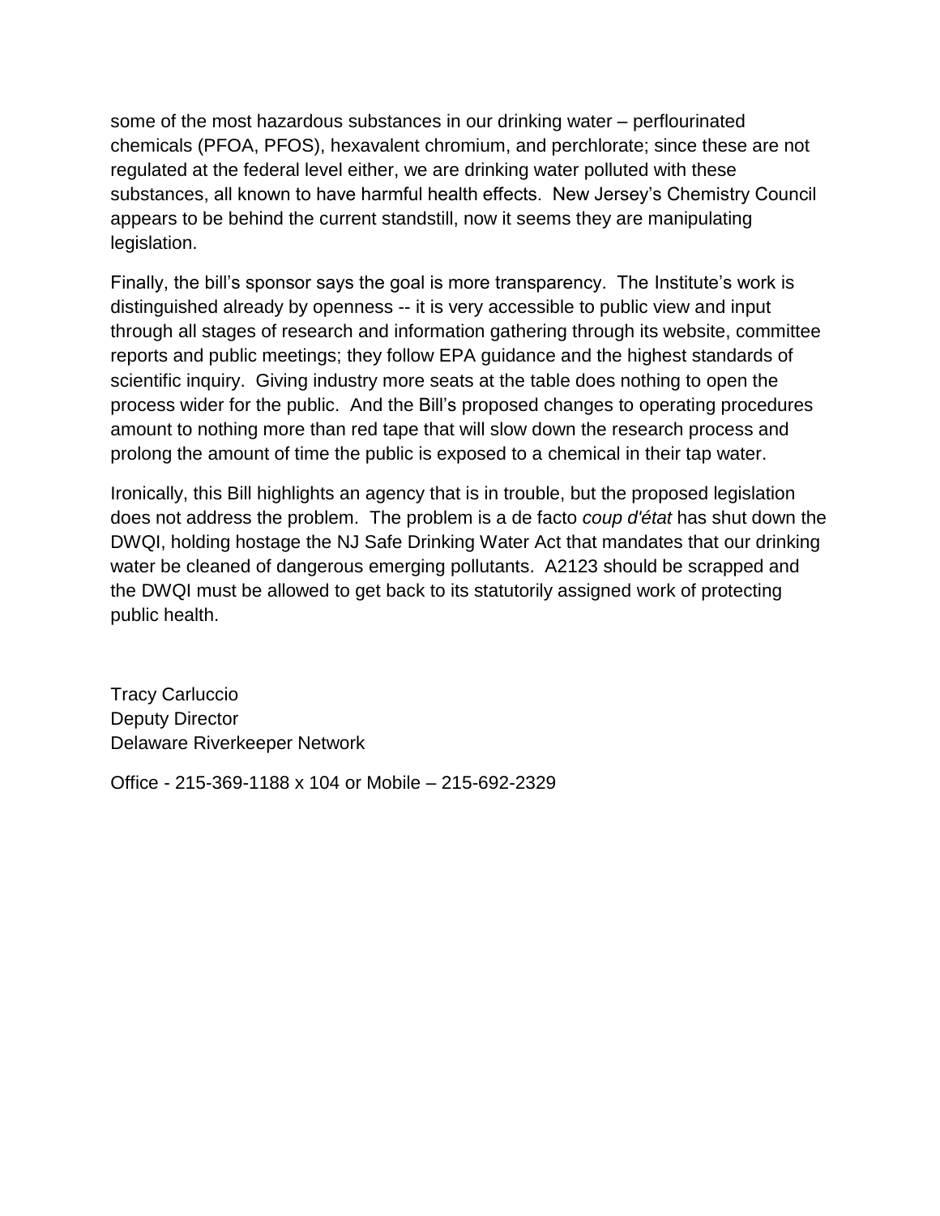some of the most hazardous substances in our drinking water – perflourinated chemicals (PFOA, PFOS), hexavalent chromium, and perchlorate; since these are not regulated at the federal level either, we are drinking water polluted with these substances, all known to have harmful health effects. New Jersey's Chemistry Council appears to be behind the current standstill, now it seems they are manipulating legislation.

Finally, the bill's sponsor says the goal is more transparency. The Institute's work is distinguished already by openness -- it is very accessible to public view and input through all stages of research and information gathering through its website, committee reports and public meetings; they follow EPA guidance and the highest standards of scientific inquiry. Giving industry more seats at the table does nothing to open the process wider for the public. And the Bill's proposed changes to operating procedures amount to nothing more than red tape that will slow down the research process and prolong the amount of time the public is exposed to a chemical in their tap water.

Ironically, this Bill highlights an agency that is in trouble, but the proposed legislation does not address the problem. The problem is a de facto *coup d'état* has shut down the DWQI, holding hostage the NJ Safe Drinking Water Act that mandates that our drinking water be cleaned of dangerous emerging pollutants. A2123 should be scrapped and the DWQI must be allowed to get back to its statutorily assigned work of protecting public health.

Tracy Carluccio
Deputy Director
Delaware Riverkeeper Network

Office - 215-369-1188 x 104 or Mobile – 215-692-2329